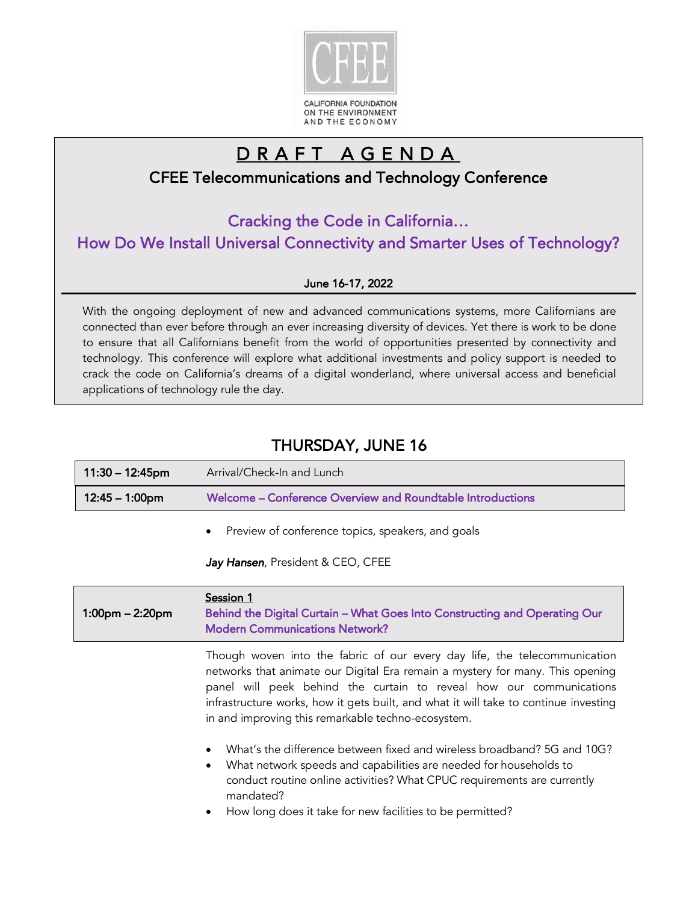CALIFORNIA FOUNDATION ON THE ENVIRONMENT AND THE ECONOMY

# DRAFT AGENDA

## CFEE Telecommunications and Technology Conference

## Cracking the Code in California… How Do We Install Universal Connectivity and Smarter Uses of Technology?

**June 16-17, 2022**

With the ongoing deployment of new and advanced communications systems, more Californians are connected than ever before through an ever increasing diversity of devices. Yet there is work to be done to ensure that all Californians benefit from the world of opportunities presented by connectivity and technology. This conference will explore what additional investments and policy support is needed to crack the code on California's dreams of a digital wonderland, where universal access and beneficial applications of technology rule the day.

## THURSDAY, JUNE 16

| | |
|---|---|
| **11:30 – 12:45pm** | Arrival/Check-In and Lunch |
| **12:45 – 1:00pm** | **Welcome – Conference Overview and Roundtable Introductions** |

- Preview of conference topics, speakers, and goals

***Jay Hansen***, President & CEO, CFEE

| | |
|---|---|
| **1:00pm – 2:20pm** | **Session 1**<br>**Behind the Digital Curtain – What Goes Into Constructing and Operating Our Modern Communications Network?** |

Though woven into the fabric of our every day life, the telecommunication networks that animate our Digital Era remain a mystery for many. This opening panel will peek behind the curtain to reveal how our communications infrastructure works, how it gets built, and what it will take to continue investing in and improving this remarkable techno-ecosystem.

- What's the difference between fixed and wireless broadband? 5G and 10G?
- What network speeds and capabilities are needed for households to conduct routine online activities? What CPUC requirements are currently mandated?
- How long does it take for new facilities to be permitted?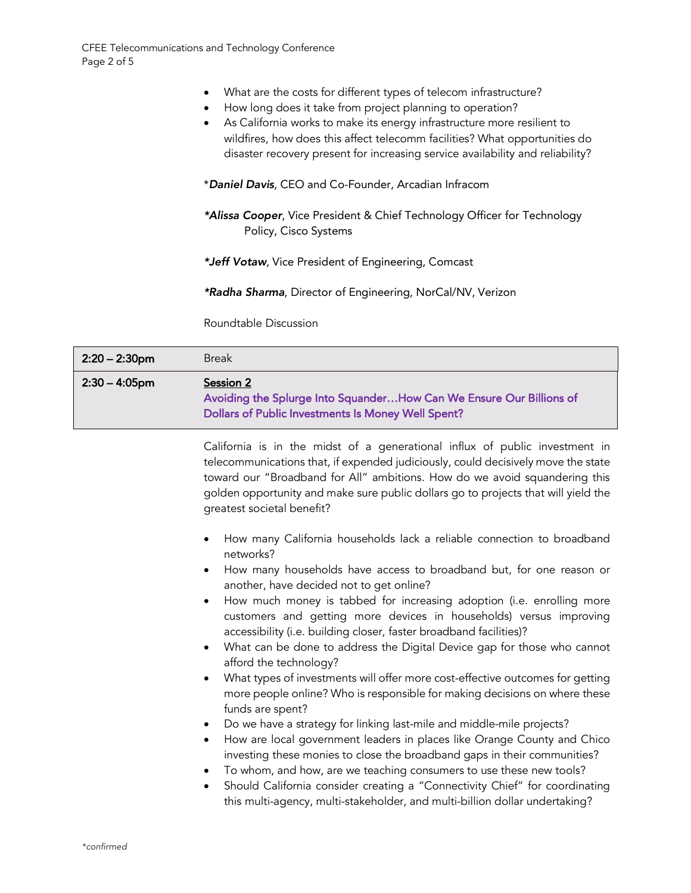- What are the costs for different types of telecom infrastructure?
- How long does it take from project planning to operation?
- As California works to make its energy infrastructure more resilient to wildfires, how does this affect telecomm facilities? What opportunities do disaster recovery present for increasing service availability and reliability?

\****Daniel Davis***, CEO and Co-Founder, Arcadian Infracom

***\*Alissa Cooper***, Vice President & Chief Technology Officer for Technology Policy, Cisco Systems

***\*Jeff Votaw***, Vice President of Engineering, Comcast

***\*Radha Sharma***, Director of Engineering, NorCal/NV, Verizon

Roundtable Discussion

| | |
|---|---|
| **2:20 – 2:30pm** | Break |
| **2:30 – 4:05pm** | **Session 2**<br>**Avoiding the Splurge Into Squander…How Can We Ensure Our Billions of Dollars of Public Investments Is Money Well Spent?** |

California is in the midst of a generational influx of public investment in telecommunications that, if expended judiciously, could decisively move the state toward our "Broadband for All" ambitions. How do we avoid squandering this golden opportunity and make sure public dollars go to projects that will yield the greatest societal benefit?

- How many California households lack a reliable connection to broadband networks?
- How many households have access to broadband but, for one reason or another, have decided not to get online?
- How much money is tabbed for increasing adoption (i.e. enrolling more customers and getting more devices in households) versus improving accessibility (i.e. building closer, faster broadband facilities)?
- What can be done to address the Digital Device gap for those who cannot afford the technology?
- What types of investments will offer more cost-effective outcomes for getting more people online? Who is responsible for making decisions on where these funds are spent?
- Do we have a strategy for linking last-mile and middle-mile projects?
- How are local government leaders in places like Orange County and Chico investing these monies to close the broadband gaps in their communities?
- To whom, and how, are we teaching consumers to use these new tools?
- Should California consider creating a "Connectivity Chief" for coordinating this multi-agency, multi-stakeholder, and multi-billion dollar undertaking?

*\*confirmed*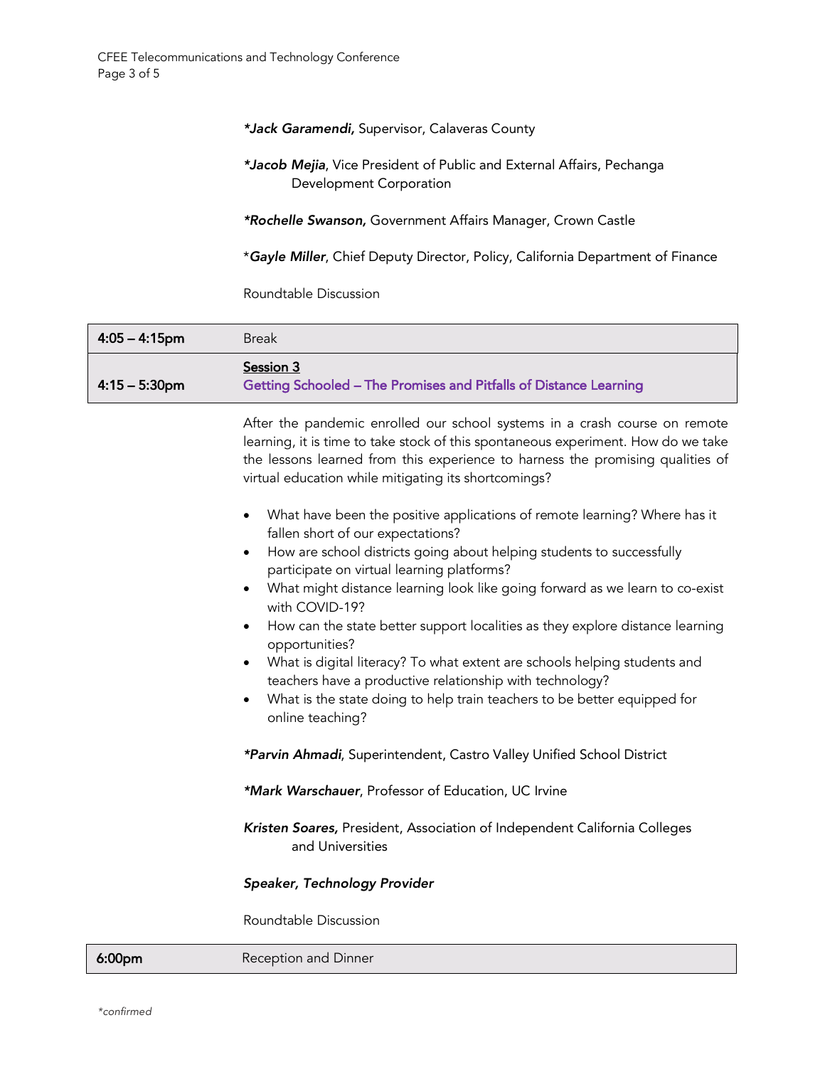***Jack Garamendi**, Supervisor, Calaveras County

***Jacob Mejia**, Vice President of Public and External Affairs, Pechanga Development Corporation

***Rochelle Swanson**, Government Affairs Manager, Crown Castle

\****Gayle Miller***, Chief Deputy Director, Policy, California Department of Finance

Roundtable Discussion

| | |
|---|---|
| **4:05 – 4:15pm** | Break |
| **4:15 – 5:30pm** | <u>Session 3</u><br>Getting Schooled – The Promises and Pitfalls of Distance Learning |

After the pandemic enrolled our school systems in a crash course on remote learning, it is time to take stock of this spontaneous experiment. How do we take the lessons learned from this experience to harness the promising qualities of virtual education while mitigating its shortcomings?

- What have been the positive applications of remote learning? Where has it fallen short of our expectations?
- How are school districts going about helping students to successfully participate on virtual learning platforms?
- What might distance learning look like going forward as we learn to co-exist with COVID-19?
- How can the state better support localities as they explore distance learning opportunities?
- What is digital literacy? To what extent are schools helping students and teachers have a productive relationship with technology?
- What is the state doing to help train teachers to be better equipped for online teaching?

***Parvin Ahmadi**, Superintendent, Castro Valley Unified School District

***Mark Warschauer**, Professor of Education, UC Irvine

***Kristen Soares,*** President, Association of Independent California Colleges and Universities

***Speaker, Technology Provider***

Roundtable Discussion

| | |
|---|---|
| **6:00pm** | Reception and Dinner |

*\*confirmed*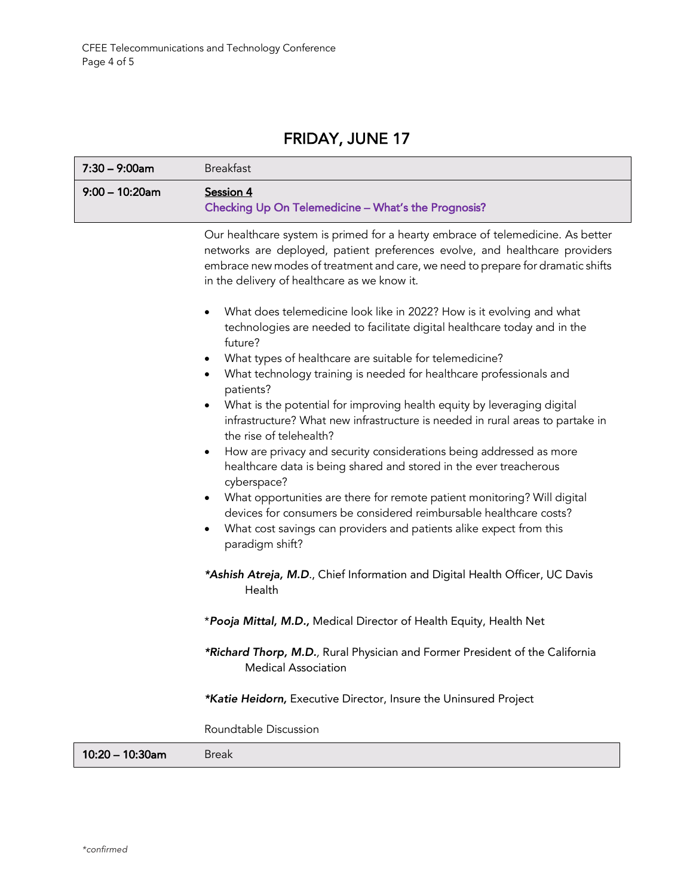# FRIDAY, JUNE 17

| | |
|---|---|
| **7:30 – 9:00am** | Breakfast |
| **9:00 – 10:20am** | **Session 4**<br>**Checking Up On Telemedicine – What's the Prognosis?** |

Our healthcare system is primed for a hearty embrace of telemedicine. As better networks are deployed, patient preferences evolve, and healthcare providers embrace new modes of treatment and care, we need to prepare for dramatic shifts in the delivery of healthcare as we know it.

- What does telemedicine look like in 2022? How is it evolving and what technologies are needed to facilitate digital healthcare today and in the future?
- What types of healthcare are suitable for telemedicine?
- What technology training is needed for healthcare professionals and patients?
- What is the potential for improving health equity by leveraging digital infrastructure? What new infrastructure is needed in rural areas to partake in the rise of telehealth?
- How are privacy and security considerations being addressed as more healthcare data is being shared and stored in the ever treacherous cyberspace?
- What opportunities are there for remote patient monitoring? Will digital devices for consumers be considered reimbursable healthcare costs?
- What cost savings can providers and patients alike expect from this paradigm shift?

***Ashish Atreja, M.D.**, Chief Information and Digital Health Officer, UC Davis Health

*__*Pooja Mittal, M.D.,*__ Medical Director of Health Equity, Health Net

***Richard Thorp, M.D.**, Rural Physician and Former President of the California Medical Association

***Katie Heidorn,** Executive Director, Insure the Uninsured Project

Roundtable Discussion

| | |
|---|---|
| **10:20 – 10:30am** | Break |

*confirmed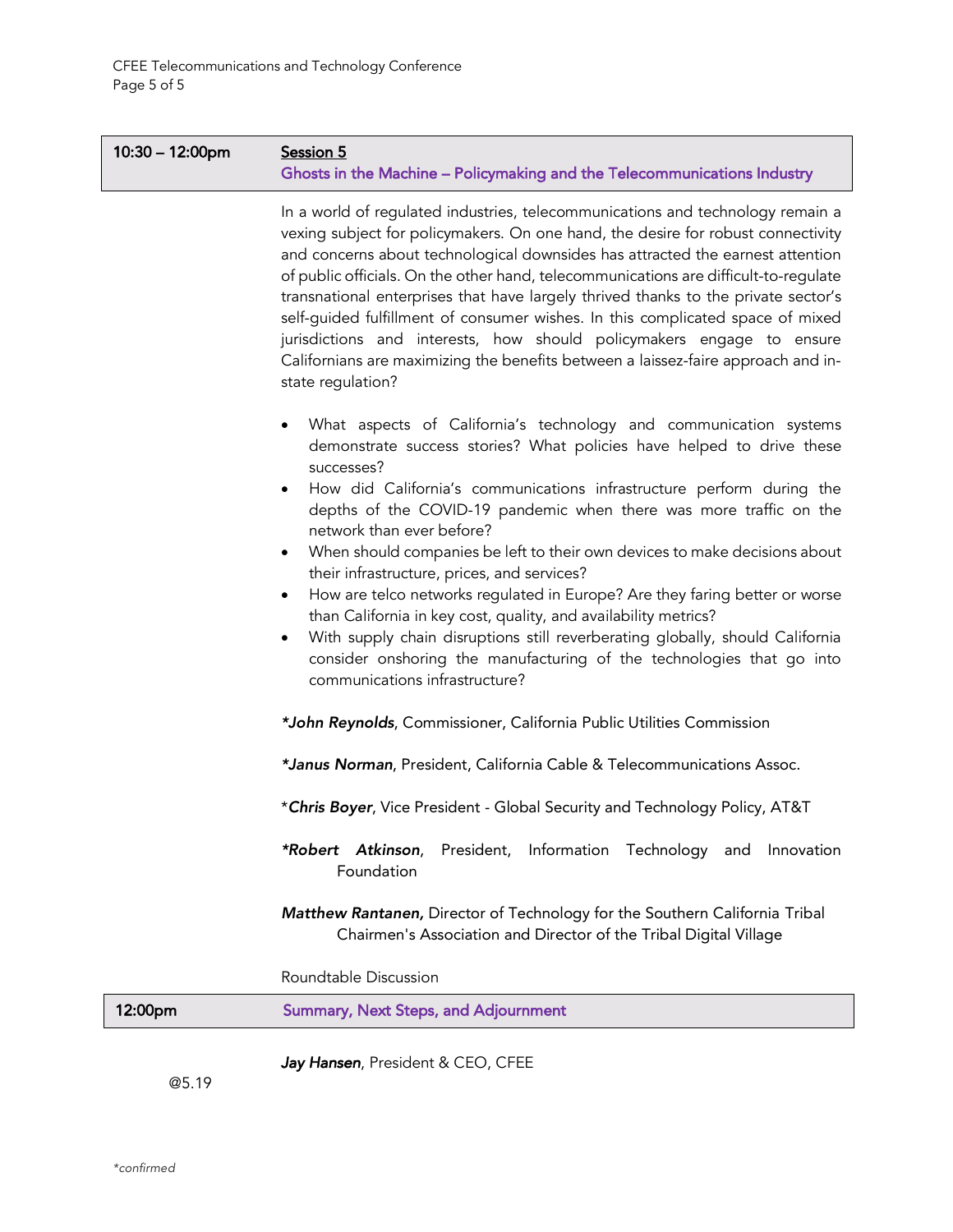| | |
|---|---|
| 10:30 – 12:00pm | **Session 5** Ghosts in the Machine – Policymaking and the Telecommunications Industry |

In a world of regulated industries, telecommunications and technology remain a vexing subject for policymakers. On one hand, the desire for robust connectivity and concerns about technological downsides has attracted the earnest attention of public officials. On the other hand, telecommunications are difficult-to-regulate transnational enterprises that have largely thrived thanks to the private sector's self-guided fulfillment of consumer wishes. In this complicated space of mixed jurisdictions and interests, how should policymakers engage to ensure Californians are maximizing the benefits between a laissez-faire approach and in-state regulation?

- What aspects of California's technology and communication systems demonstrate success stories? What policies have helped to drive these successes?
- How did California's communications infrastructure perform during the depths of the COVID-19 pandemic when there was more traffic on the network than ever before?
- When should companies be left to their own devices to make decisions about their infrastructure, prices, and services?
- How are telco networks regulated in Europe? Are they faring better or worse than California in key cost, quality, and availability metrics?
- With supply chain disruptions still reverberating globally, should California consider onshoring the manufacturing of the technologies that go into communications infrastructure?

***John Reynolds***, Commissioner, California Public Utilities Commission

***Janus Norman***, President, California Cable & Telecommunications Assoc.

*  ***Chris Boyer***, Vice President - Global Security and Technology Policy, AT&T

***Robert Atkinson***, President, Information Technology and Innovation Foundation

***Matthew Rantanen,*** Director of Technology for the Southern California Tribal Chairmen's Association and Director of the Tribal Digital Village

Roundtable Discussion

| | |
|---|---|
| 12:00pm | Summary, Next Steps, and Adjournment |

***Jay Hansen***, President & CEO, CFEE

@5.19

*\*confirmed*